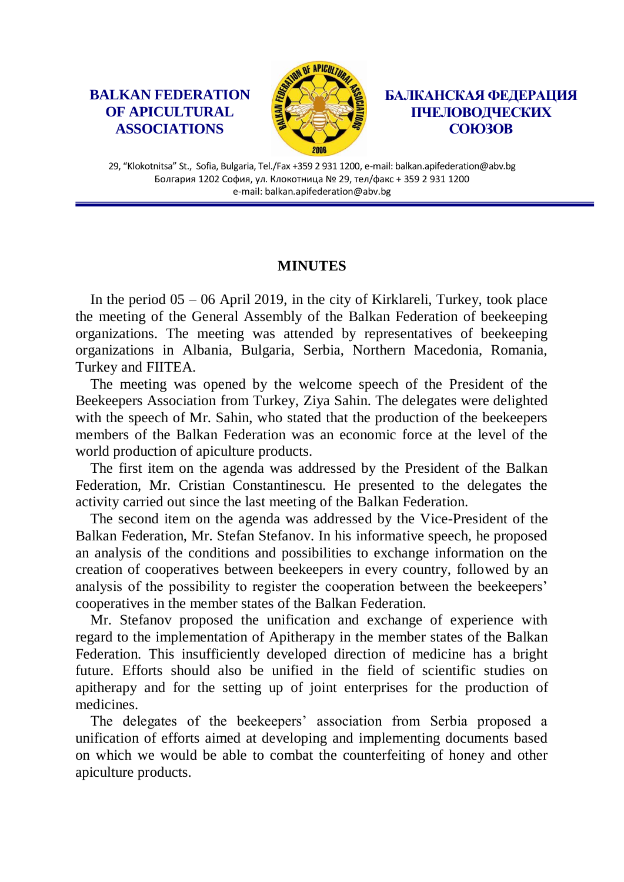**BALKAN FEDERATION OF APICULTURAL ASSOCIATIONS**

**БАЛКАНСКАЯ ФЕДЕРАЦИЯ ПЧЕЛОВОДЧЕСКИХ СОЮЗОВ**

29, "Klokotnitsa" St., Sofia, Bulgaria, Tel./Fax +359 2 931 1200, e-mail: balkan.apifederation@abv.bg
Болгария 1202 София, ул. Клокотница № 29, тел/факс + 359 2 931 1200
e-mail: balkan.apifederation@abv.bg

## MINUTES

In the period 05 – 06 April 2019, in the city of Kirklareli, Turkey, took place the meeting of the General Assembly of the Balkan Federation of beekeeping organizations. The meeting was attended by representatives of beekeeping organizations in Albania, Bulgaria, Serbia, Northern Macedonia, Romania, Turkey and FIITEA.

The meeting was opened by the welcome speech of the President of the Beekeepers Association from Turkey, Ziya Sahin. The delegates were delighted with the speech of Mr. Sahin, who stated that the production of the beekeepers members of the Balkan Federation was an economic force at the level of the world production of apiculture products.

The first item on the agenda was addressed by the President of the Balkan Federation, Mr. Cristian Constantinescu. He presented to the delegates the activity carried out since the last meeting of the Balkan Federation.

The second item on the agenda was addressed by the Vice-President of the Balkan Federation, Mr. Stefan Stefanov. In his informative speech, he proposed an analysis of the conditions and possibilities to exchange information on the creation of cooperatives between beekeepers in every country, followed by an analysis of the possibility to register the cooperation between the beekeepers' cooperatives in the member states of the Balkan Federation.

Mr. Stefanov proposed the unification and exchange of experience with regard to the implementation of Apitherapy in the member states of the Balkan Federation. This insufficiently developed direction of medicine has a bright future. Efforts should also be unified in the field of scientific studies on apitherapy and for the setting up of joint enterprises for the production of medicines.

The delegates of the beekeepers' association from Serbia proposed a unification of efforts aimed at developing and implementing documents based on which we would be able to combat the counterfeiting of honey and other apiculture products.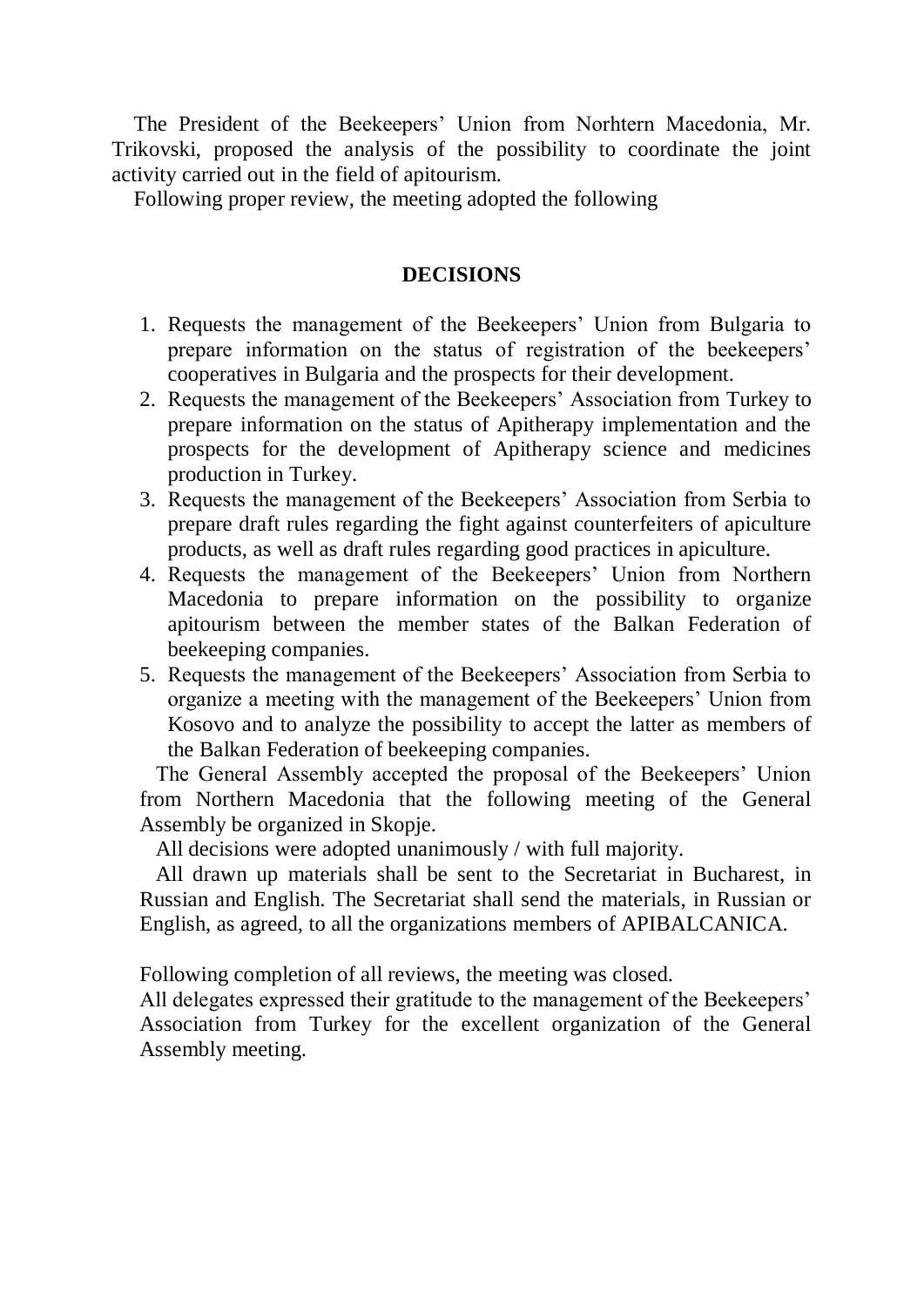The President of the Beekeepers' Union from Norhtern Macedonia, Mr. Trikovski, proposed the analysis of the possibility to coordinate the joint activity carried out in the field of apitourism.

Following proper review, the meeting adopted the following

## DECISIONS

1. Requests the management of the Beekeepers' Union from Bulgaria to prepare information on the status of registration of the beekeepers' cooperatives in Bulgaria and the prospects for their development.
2. Requests the management of the Beekeepers' Association from Turkey to prepare information on the status of Apitherapy implementation and the prospects for the development of Apitherapy science and medicines production in Turkey.
3. Requests the management of the Beekeepers' Association from Serbia to prepare draft rules regarding the fight against counterfeiters of apiculture products, as well as draft rules regarding good practices in apiculture.
4. Requests the management of the Beekeepers' Union from Northern Macedonia to prepare information on the possibility to organize apitourism between the member states of the Balkan Federation of beekeeping companies.
5. Requests the management of the Beekeepers' Association from Serbia to organize a meeting with the management of the Beekeepers' Union from Kosovo and to analyze the possibility to accept the latter as members of the Balkan Federation of beekeeping companies.

The General Assembly accepted the proposal of the Beekeepers' Union from Northern Macedonia that the following meeting of the General Assembly be organized in Skopje.

All decisions were adopted unanimously / with full majority.

All drawn up materials shall be sent to the Secretariat in Bucharest, in Russian and English. The Secretariat shall send the materials, in Russian or English, as agreed, to all the organizations members of APIBALCANICA.

Following completion of all reviews, the meeting was closed.

All delegates expressed their gratitude to the management of the Beekeepers' Association from Turkey for the excellent organization of the General Assembly meeting.